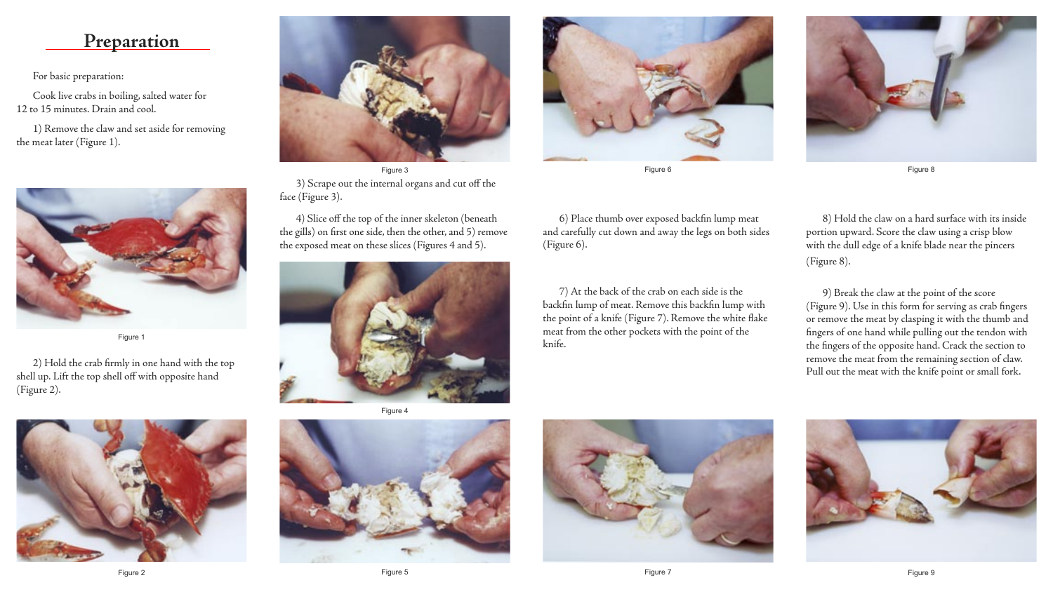## Preparation

For basic preparation:

Cook live crabs in boiling, salted water for 12 to 15 minutes. Drain and cool.

1) Remove the claw and set aside for removing the meat later (Figure 1).

Figure 1

2) Hold the crab firmly in one hand with the top shell up. Lift the top shell off with opposite hand (Figure 2).

Figure 2

Figure 3

3) Scrape out the internal organs and cut off the face (Figure 3).

4) Slice off the top of the inner skeleton (beneath the gills) on first one side, then the other, and 5) remove the exposed meat on these slices (Figures 4 and 5).

Figure 4

Figure 5

Figure 6

6) Place thumb over exposed backfin lump meat and carefully cut down and away the legs on both sides (Figure 6).

7) At the back of the crab on each side is the backfin lump of meat. Remove this backfin lump with the point of a knife (Figure 7). Remove the white flake meat from the other pockets with the point of the knife.

Figure 7

Figure 8

8) Hold the claw on a hard surface with its inside portion upward. Score the claw using a crisp blow with the dull edge of a knife blade near the pincers (Figure 8).

9) Break the claw at the point of the score (Figure 9). Use in this form for serving as crab fingers or remove the meat by clasping it with the thumb and fingers of one hand while pulling out the tendon with the fingers of the opposite hand. Crack the section to remove the meat from the remaining section of claw. Pull out the meat with the knife point or small fork.

Figure 9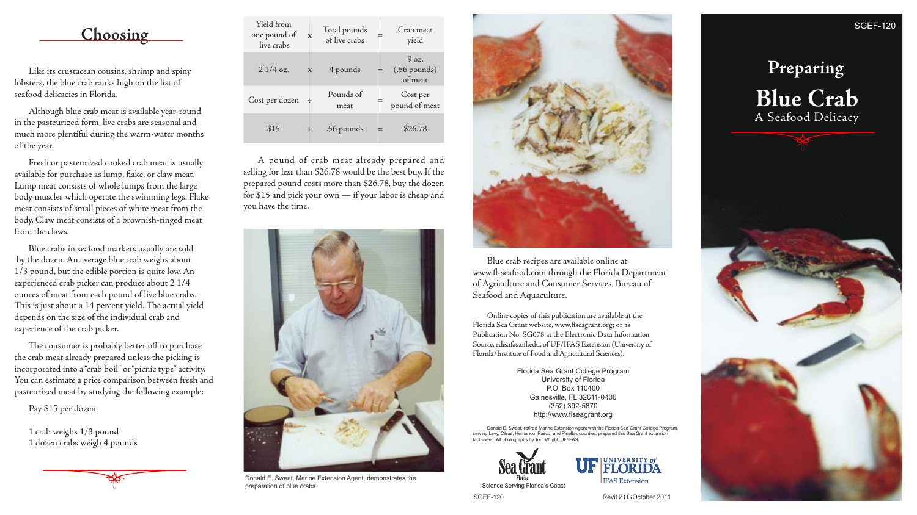## Choosing

Like its crustacean cousins, shrimp and spiny lobsters, the blue crab ranks high on the list of seafood delicacies in Florida.

Although blue crab meat is available year-round in the pasteurized form, live crabs are seasonal and much more plentiful during the warm-water months of the year.

Fresh or pasteurized cooked crab meat is usually available for purchase as lump, flake, or claw meat. Lump meat consists of whole lumps from the large body muscles which operate the swimming legs. Flake meat consists of small pieces of white meat from the body. Claw meat consists of a brownish-tinged meat from the claws.

Blue crabs in seafood markets usually are sold by the dozen. An average blue crab weighs about 1/3 pound, but the edible portion is quite low. An experienced crab picker can produce about 2 1/4 ounces of meat from each pound of live blue crabs. This is just about a 14 percent yield. The actual yield depends on the size of the individual crab and experience of the crab picker.

The consumer is probably better off to purchase the crab meat already prepared unless the picking is incorporated into a "crab boil" or "picnic type" activity. You can estimate a price comparison between fresh and pasteurized meat by studying the following example:

Pay $15 per dozen

1 crab weighs 1/3 pound
1 dozen crabs weigh 4 pounds

| Yield from one pound of live crabs | x | Total pounds of live crabs | = | Crab meat yield |
|---|---|---|---|---|
| 2 1/4 oz. | x | 4 pounds | = | 9 oz. (.56 pounds) of meat |
| Cost per dozen | ÷ | Pounds of meat | = | Cost per pound of meat |
| $15 | ÷ | .56 pounds | = | $26.78 |

A pound of crab meat already prepared and selling for less than $26.78 would be the best buy. If the prepared pound costs more than $26.78, buy the dozen for $15 and pick your own — if your labor is cheap and you have the time.

Donald E. Sweat, Marine Extension Agent, demonstrates the preparation of blue crabs.

Blue crab recipes are available online at www.fl-seafood.com through the Florida Department of Agriculture and Consumer Services, Bureau of Seafood and Aquaculture.

Online copies of this publication are available at the Florida Sea Grant website, www.flseagrant.org; or as Publication No. SG078 at the Electronic Data Information Source, edis.ifas.ufl.edu, of UF/IFAS Extension (University of Florida/Institute of Food and Agricultural Sciences).

Florida Sea Grant College Program
University of Florida
P.O. Box 110400
Gainesville, FL 32611-0400
(352) 392-5870
http://www.flseagrant.org

Donald E. Sweat, retired Marine Extension Agent with the Florida Sea Grant College Program, serving Levy, Citrus, Hernando, Pasco, and Pinellas counties, prepared this Sea Grant extension fact sheet. All photographs by Tom Wright, UF/IFAS.

Sea Grant Florida
Science Serving Florida's Coast

UF | UNIVERSITY of FLORIDA
IFAS Extension

SGEF-120

RevHZHG October 2011

SGEF-120

# Preparing Blue Crab

### A Seafood Delicacy